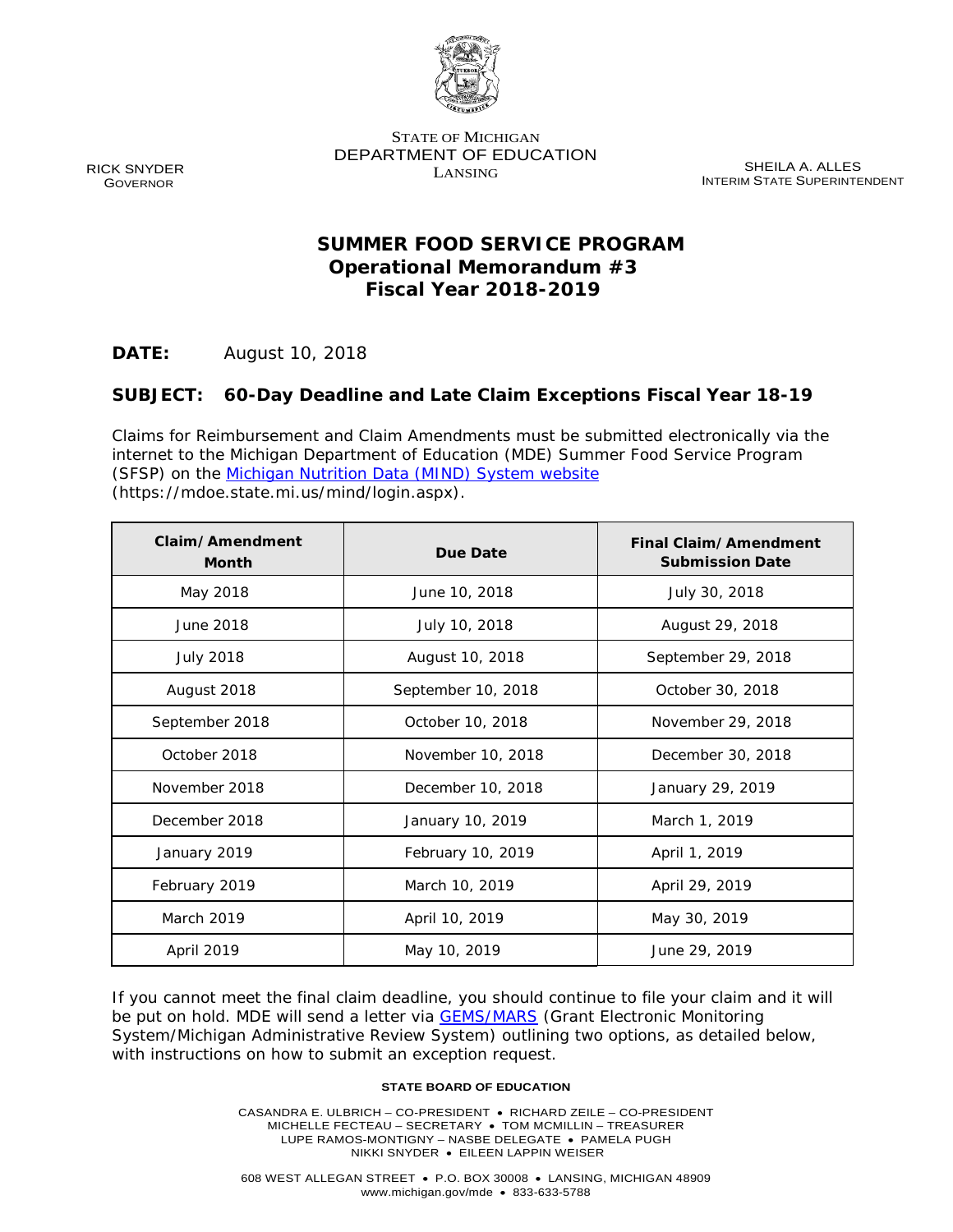STATE OF MICHIGAN
DEPARTMENT OF EDUCATION
LANSING

RICK SNYDER
GOVERNOR

SHEILA A. ALLES
INTERIM STATE SUPERINTENDENT

# SUMMER FOOD SERVICE PROGRAM
## Operational Memorandum #3
## Fiscal Year 2018-2019

**DATE:** August 10, 2018

**SUBJECT: 60-Day Deadline and Late Claim Exceptions Fiscal Year 18-19**

Claims for Reimbursement and Claim Amendments must be submitted electronically via the internet to the Michigan Department of Education (MDE) Summer Food Service Program (SFSP) on the [Michigan Nutrition Data (MIND) System website](https://mdoe.state.mi.us/mind/login.aspx) (https://mdoe.state.mi.us/mind/login.aspx).

| Claim/Amendment Month | Due Date | Final Claim/Amendment Submission Date |
|---|---|---|
| May 2018 | June 10, 2018 | July 30, 2018 |
| June 2018 | July 10, 2018 | August 29, 2018 |
| July 2018 | August 10, 2018 | September 29, 2018 |
| August 2018 | September 10, 2018 | October 30, 2018 |
| September 2018 | October 10, 2018 | November 29, 2018 |
| October 2018 | November 10, 2018 | December 30, 2018 |
| November 2018 | December 10, 2018 | January 29, 2019 |
| December 2018 | January 10, 2019 | March 1, 2019 |
| January 2019 | February 10, 2019 | April 1, 2019 |
| February 2019 | March 10, 2019 | April 29, 2019 |
| March 2019 | April 10, 2019 | May 30, 2019 |
| April 2019 | May 10, 2019 | June 29, 2019 |

If you cannot meet the final claim deadline, you should continue to file your claim and it will be put on hold. MDE will send a letter via GEMS/MARS (Grant Electronic Monitoring System/Michigan Administrative Review System) outlining two options, as detailed below, with instructions on how to submit an exception request.

STATE BOARD OF EDUCATION

CASANDRA E. ULBRICH – CO-PRESIDENT • RICHARD ZEILE – CO-PRESIDENT
MICHELLE FECTEAU – SECRETARY • TOM MCMILLIN – TREASURER
LUPE RAMOS-MONTIGNY – NASBE DELEGATE • PAMELA PUGH
NIKKI SNYDER • EILEEN LAPPIN WEISER

608 WEST ALLEGAN STREET • P.O. BOX 30008 • LANSING, MICHIGAN 48909
www.michigan.gov/mde • 833-633-5788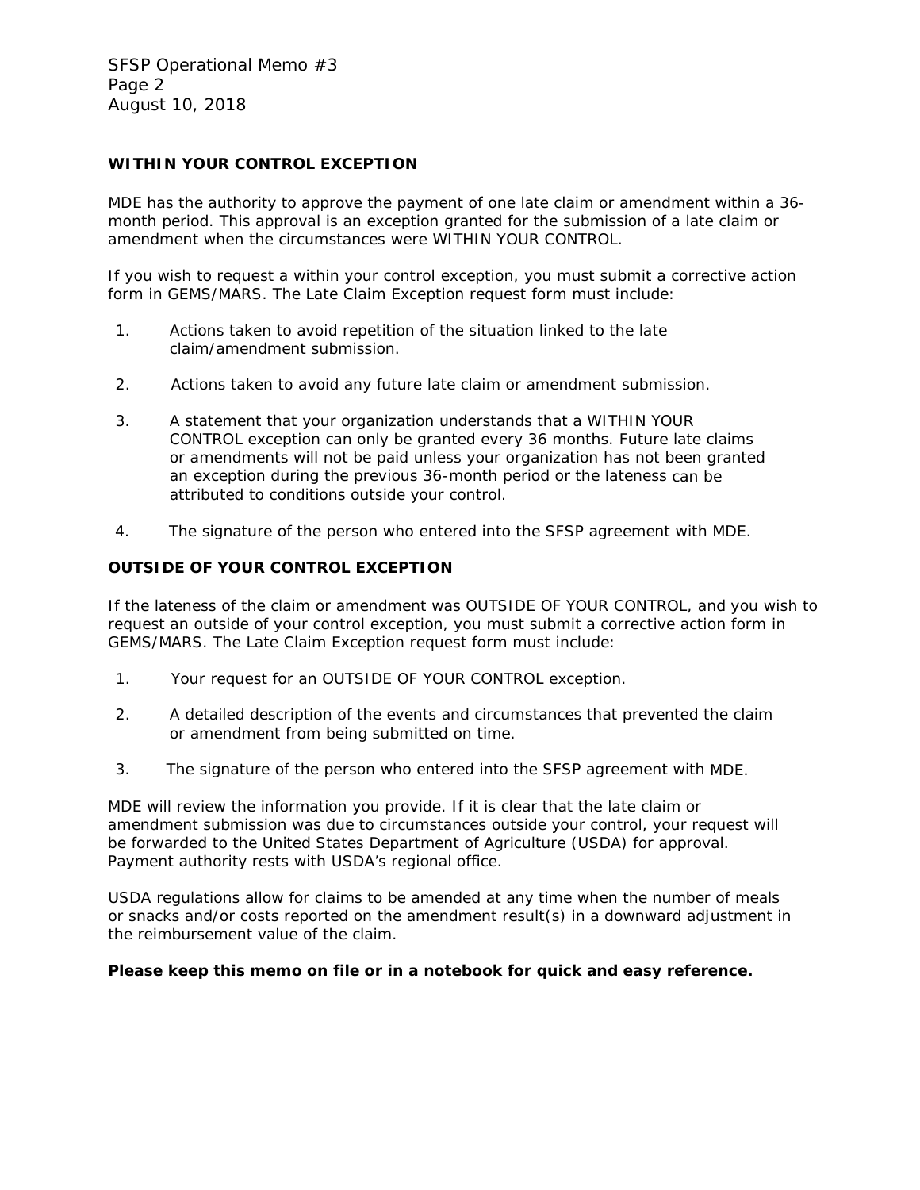**WITHIN YOUR CONTROL EXCEPTION**

MDE has the authority to approve the payment of one late claim or amendment within a 36-month period. This approval is an exception granted for the submission of a late claim or amendment when the circumstances were WITHIN YOUR CONTROL.

If you wish to request a within your control exception, you must submit a corrective action form in GEMS/MARS. The Late Claim Exception request form must include:

1. Actions taken to avoid repetition of the situation linked to the late claim/amendment submission.

2. Actions taken to avoid any future late claim or amendment submission.

3. A statement that your organization understands that a WITHIN YOUR CONTROL exception can only be granted every 36 months. Future late claims or amendments will not be paid unless your organization has not been granted an exception during the previous 36-month period or the lateness can be attributed to conditions outside your control.

4. The signature of the person who entered into the SFSP agreement with MDE.

**OUTSIDE OF YOUR CONTROL EXCEPTION**

If the lateness of the claim or amendment was OUTSIDE OF YOUR CONTROL, and you wish to request an outside of your control exception, you must submit a corrective action form in GEMS/MARS. The Late Claim Exception request form must include:

1. Your request for an OUTSIDE OF YOUR CONTROL exception.

2. A detailed description of the events and circumstances that prevented the claim or amendment from being submitted on time.

3. The signature of the person who entered into the SFSP agreement with MDE.

MDE will review the information you provide. If it is clear that the late claim or amendment submission was due to circumstances outside your control, your request will be forwarded to the United States Department of Agriculture (USDA) for approval. Payment authority rests with USDA's regional office.

USDA regulations allow for claims to be amended at any time when the number of meals or snacks and/or costs reported on the amendment result(s) in a downward adjustment in the reimbursement value of the claim.

**Please keep this memo on file or in a notebook for quick and easy reference.**